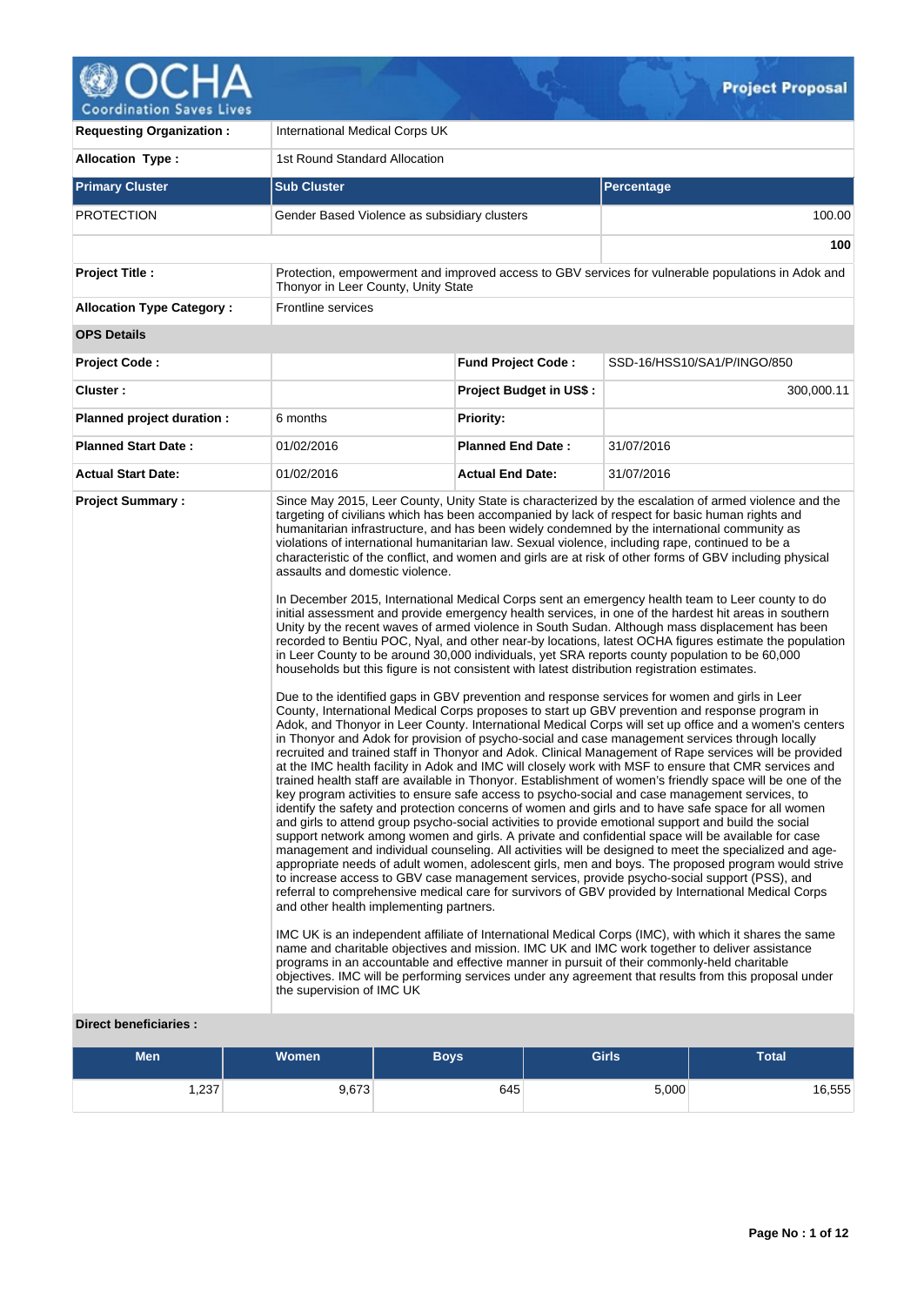# Project Proposal

| | |
|---|---|
| **Requesting Organization :** | International Medical Corps UK |
| **Allocation Type :** | 1st Round Standard Allocation |

| Primary Cluster | Sub Cluster | Percentage |
|---|---|---|
| PROTECTION | Gender Based Violence as subsidiary clusters | 100.00 |
| | | **100** |

| | |
|---|---|
| **Project Title :** | Protection, empowerment and improved access to GBV services for vulnerable populations in Adok and Thonyor in Leer County, Unity State |
| **Allocation Type Category :** | Frontline services |

**OPS Details**

| | | | |
|---|---|---|---|
| **Project Code :** | | **Fund Project Code :** | SSD-16/HSS10/SA1/P/INGO/850 |
| **Cluster :** | | **Project Budget in US$ :** | 300,000.11 |
| **Planned project duration :** | 6 months | **Priority:** | |
| **Planned Start Date :** | 01/02/2016 | **Planned End Date :** | 31/07/2016 |
| **Actual Start Date:** | 01/02/2016 | **Actual End Date:** | 31/07/2016 |

**Project Summary :**

Since May 2015, Leer County, Unity State is characterized by the escalation of armed violence and the targeting of civilians which has been accompanied by lack of respect for basic human rights and humanitarian infrastructure, and has been widely condemned by the international community as violations of international humanitarian law. Sexual violence, including rape, continued to be a characteristic of the conflict, and women and girls are at risk of other forms of GBV including physical assaults and domestic violence.

In December 2015, International Medical Corps sent an emergency health team to Leer county to do initial assessment and provide emergency health services, in one of the hardest hit areas in southern Unity by the recent waves of armed violence in South Sudan. Although mass displacement has been recorded to Bentiu POC, Nyal, and other near-by locations, latest OCHA figures estimate the population in Leer County to be around 30,000 individuals, yet SRA reports county population to be 60,000 households but this figure is not consistent with latest distribution registration estimates.

Due to the identified gaps in GBV prevention and response services for women and girls in Leer County, International Medical Corps proposes to start up GBV prevention and response program in Adok, and Thonyor in Leer County. International Medical Corps will set up office and a women's centers in Thonyor and Adok for provision of psycho-social and case management services through locally recruited and trained staff in Thonyor and Adok. Clinical Management of Rape services will be provided at the IMC health facility in Adok and IMC will closely work with MSF to ensure that CMR services and trained health staff are available in Thonyor. Establishment of women's friendly space will be one of the key program activities to ensure safe access to psycho-social and case management services, to identify the safety and protection concerns of women and girls and to have safe space for all women and girls to attend group psycho-social activities to provide emotional support and build the social support network among women and girls. A private and confidential space will be available for case management and individual counseling. All activities will be designed to meet the specialized and age-appropriate needs of adult women, adolescent girls, men and boys. The proposed program would strive to increase access to GBV case management services, provide psycho-social support (PSS), and referral to comprehensive medical care for survivors of GBV provided by International Medical Corps and other health implementing partners.

IMC UK is an independent affiliate of International Medical Corps (IMC), with which it shares the same name and charitable objectives and mission. IMC UK and IMC work together to deliver assistance programs in an accountable and effective manner in pursuit of their commonly-held charitable objectives. IMC will be performing services under any agreement that results from this proposal under the supervision of IMC UK

**Direct beneficiaries :**

| Men | Women | Boys | Girls | Total |
|---|---|---|---|---|
| 1,237 | 9,673 | 645 | 5,000 | 16,555 |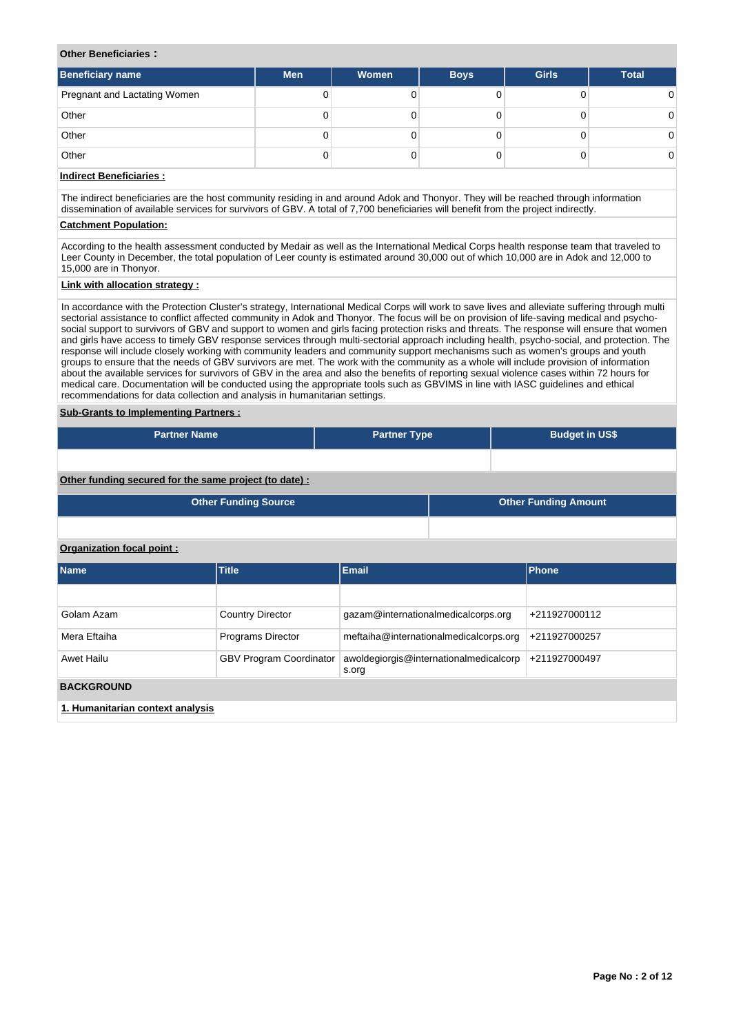**Other Beneficiaries :**

| Beneficiary name | Men | Women | Boys | Girls | Total |
|---|---|---|---|---|---|
| Pregnant and Lactating Women | 0 | 0 | 0 | 0 | 0 |
| Other | 0 | 0 | 0 | 0 | 0 |
| Other | 0 | 0 | 0 | 0 | 0 |
| Other | 0 | 0 | 0 | 0 | 0 |

**Indirect Beneficiaries :**

The indirect beneficiaries are the host community residing in and around Adok and Thonyor. They will be reached through information dissemination of available services for survivors of GBV. A total of 7,700 beneficiaries will benefit from the project indirectly.

**Catchment Population:**

According to the health assessment conducted by Medair as well as the International Medical Corps health response team that traveled to Leer County in December, the total population of Leer county is estimated around 30,000 out of which 10,000 are in Adok and 12,000 to 15,000 are in Thonyor.

**Link with allocation strategy :**

In accordance with the Protection Cluster's strategy, International Medical Corps will work to save lives and alleviate suffering through multi sectorial assistance to conflict affected community in Adok and Thonyor. The focus will be on provision of life-saving medical and psycho-social support to survivors of GBV and support to women and girls facing protection risks and threats. The response will ensure that women and girls have access to timely GBV response services through multi-sectorial approach including health, psycho-social, and protection. The response will include closely working with community leaders and community support mechanisms such as women's groups and youth groups to ensure that the needs of GBV survivors are met. The work with the community as a whole will include provision of information about the available services for survivors of GBV in the area and also the benefits of reporting sexual violence cases within 72 hours for medical care. Documentation will be conducted using the appropriate tools such as GBVIMS in line with IASC guidelines and ethical recommendations for data collection and analysis in humanitarian settings.

**Sub-Grants to Implementing Partners :**

| Partner Name | Partner Type | Budget in US$ |
|---|---|---|
| | | |

**Other funding secured for the same project (to date) :**

| Other Funding Source | Other Funding Amount |
|---|---|
| | |

**Organization focal point :**

| Name | Title | Email | Phone |
|---|---|---|---|
| | | | |
| Golam Azam | Country Director | gazam@internationalmedicalcorps.org | +211927000112 |
| Mera Eftaiha | Programs Director | meftaiha@internationalmedicalcorps.org | +211927000257 |
| Awet Hailu | GBV Program Coordinator | awoldegiorgis@internationalmedicalcorps.org | +211927000497 |

## BACKGROUND

**1. Humanitarian context analysis**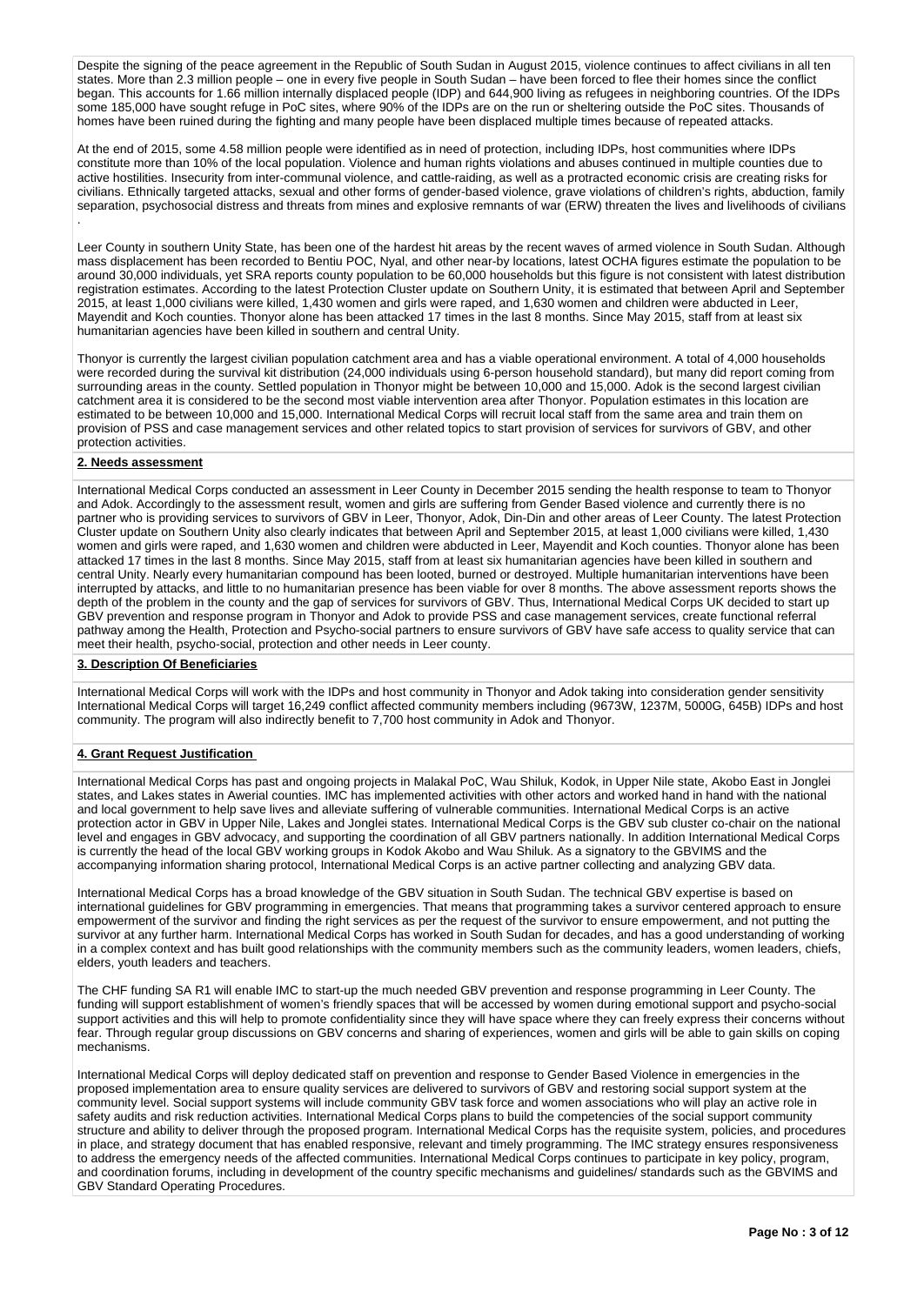Despite the signing of the peace agreement in the Republic of South Sudan in August 2015, violence continues to affect civilians in all ten states. More than 2.3 million people – one in every five people in South Sudan – have been forced to flee their homes since the conflict began. This accounts for 1.66 million internally displaced people (IDP) and 644,900 living as refugees in neighboring countries. Of the IDPs some 185,000 have sought refuge in PoC sites, where 90% of the IDPs are on the run or sheltering outside the PoC sites. Thousands of homes have been ruined during the fighting and many people have been displaced multiple times because of repeated attacks.

At the end of 2015, some 4.58 million people were identified as in need of protection, including IDPs, host communities where IDPs constitute more than 10% of the local population. Violence and human rights violations and abuses continued in multiple counties due to active hostilities. Insecurity from inter-communal violence, and cattle-raiding, as well as a protracted economic crisis are creating risks for civilians. Ethnically targeted attacks, sexual and other forms of gender-based violence, grave violations of children's rights, abduction, family separation, psychosocial distress and threats from mines and explosive remnants of war (ERW) threaten the lives and livelihoods of civilians .

Leer County in southern Unity State, has been one of the hardest hit areas by the recent waves of armed violence in South Sudan. Although mass displacement has been recorded to Bentiu POC, Nyal, and other near-by locations, latest OCHA figures estimate the population to be around 30,000 individuals, yet SRA reports county population to be 60,000 households but this figure is not consistent with latest distribution registration estimates. According to the latest Protection Cluster update on Southern Unity, it is estimated that between April and September 2015, at least 1,000 civilians were killed, 1,430 women and girls were raped, and 1,630 women and children were abducted in Leer, Mayendit and Koch counties. Thonyor alone has been attacked 17 times in the last 8 months. Since May 2015, staff from at least six humanitarian agencies have been killed in southern and central Unity.

Thonyor is currently the largest civilian population catchment area and has a viable operational environment. A total of 4,000 households were recorded during the survival kit distribution (24,000 individuals using 6-person household standard), but many did report coming from surrounding areas in the county. Settled population in Thonyor might be between 10,000 and 15,000. Adok is the second largest civilian catchment area it is considered to be the second most viable intervention area after Thonyor. Population estimates in this location are estimated to be between 10,000 and 15,000. International Medical Corps will recruit local staff from the same area and train them on provision of PSS and case management services and other related topics to start provision of services for survivors of GBV, and other protection activities.

## 2. Needs assessment

International Medical Corps conducted an assessment in Leer County in December 2015 sending the health response to team to Thonyor and Adok. Accordingly to the assessment result, women and girls are suffering from Gender Based violence and currently there is no partner who is providing services to survivors of GBV in Leer, Thonyor, Adok, Din-Din and other areas of Leer County. The latest Protection Cluster update on Southern Unity also clearly indicates that between April and September 2015, at least 1,000 civilians were killed, 1,430 women and girls were raped, and 1,630 women and children were abducted in Leer, Mayendit and Koch counties. Thonyor alone has been attacked 17 times in the last 8 months. Since May 2015, staff from at least six humanitarian agencies have been killed in southern and central Unity. Nearly every humanitarian compound has been looted, burned or destroyed. Multiple humanitarian interventions have been interrupted by attacks, and little to no humanitarian presence has been viable for over 8 months. The above assessment reports shows the depth of the problem in the county and the gap of services for survivors of GBV. Thus, International Medical Corps UK decided to start up GBV prevention and response program in Thonyor and Adok to provide PSS and case management services, create functional referral pathway among the Health, Protection and Psycho-social partners to ensure survivors of GBV have safe access to quality service that can meet their health, psycho-social, protection and other needs in Leer county.

## 3. Description Of Beneficiaries

International Medical Corps will work with the IDPs and host community in Thonyor and Adok taking into consideration gender sensitivity International Medical Corps will target 16,249 conflict affected community members including (9673W, 1237M, 5000G, 645B) IDPs and host community. The program will also indirectly benefit to 7,700 host community in Adok and Thonyor.

## 4. Grant Request Justification

International Medical Corps has past and ongoing projects in Malakal PoC, Wau Shiluk, Kodok, in Upper Nile state, Akobo East in Jonglei states, and Lakes states in Awerial counties. IMC has implemented activities with other actors and worked hand in hand with the national and local government to help save lives and alleviate suffering of vulnerable communities. International Medical Corps is an active protection actor in GBV in Upper Nile, Lakes and Jonglei states. International Medical Corps is the GBV sub cluster co-chair on the national level and engages in GBV advocacy, and supporting the coordination of all GBV partners nationally. In addition International Medical Corps is currently the head of the local GBV working groups in Kodok Akobo and Wau Shiluk. As a signatory to the GBVIMS and the accompanying information sharing protocol, International Medical Corps is an active partner collecting and analyzing GBV data.

International Medical Corps has a broad knowledge of the GBV situation in South Sudan. The technical GBV expertise is based on international guidelines for GBV programming in emergencies. That means that programming takes a survivor centered approach to ensure empowerment of the survivor and finding the right services as per the request of the survivor to ensure empowerment, and not putting the survivor at any further harm. International Medical Corps has worked in South Sudan for decades, and has a good understanding of working in a complex context and has built good relationships with the community members such as the community leaders, women leaders, chiefs, elders, youth leaders and teachers.

The CHF funding SA R1 will enable IMC to start-up the much needed GBV prevention and response programming in Leer County. The funding will support establishment of women's friendly spaces that will be accessed by women during emotional support and psycho-social support activities and this will help to promote confidentiality since they will have space where they can freely express their concerns without fear. Through regular group discussions on GBV concerns and sharing of experiences, women and girls will be able to gain skills on coping mechanisms.

International Medical Corps will deploy dedicated staff on prevention and response to Gender Based Violence in emergencies in the proposed implementation area to ensure quality services are delivered to survivors of GBV and restoring social support system at the community level. Social support systems will include community GBV task force and women associations who will play an active role in safety audits and risk reduction activities. International Medical Corps plans to build the competencies of the social support community structure and ability to deliver through the proposed program. International Medical Corps has the requisite system, policies, and procedures in place, and strategy document that has enabled responsive, relevant and timely programming. The IMC strategy ensures responsiveness to address the emergency needs of the affected communities. International Medical Corps continues to participate in key policy, program, and coordination forums, including in development of the country specific mechanisms and guidelines/ standards such as the GBVIMS and GBV Standard Operating Procedures.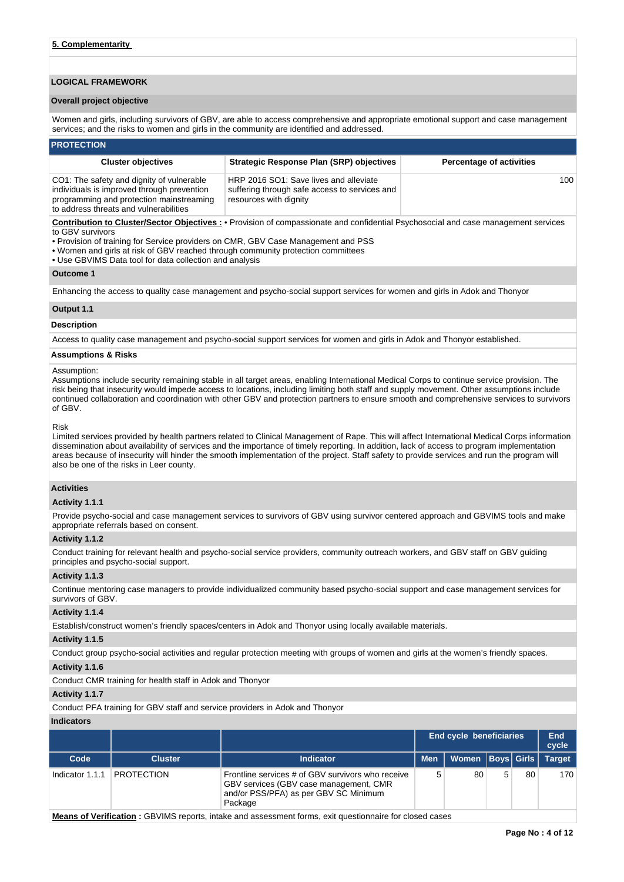**5. Complementarity**

## LOGICAL FRAMEWORK

**Overall project objective**

Women and girls, including survivors of GBV, are able to access comprehensive and appropriate emotional support and case management services; and the risks to women and girls in the community are identified and addressed.

### PROTECTION

| Cluster objectives | Strategic Response Plan (SRP) objectives | Percentage of activities |
|---|---|---|
| CO1: The safety and dignity of vulnerable individuals is improved through prevention programming and protection mainstreaming to address threats and vulnerabilities | HRP 2016 SO1: Save lives and alleviate suffering through safe access to services and resources with dignity | 100 |

**Contribution to Cluster/Sector Objectives :** • Provision of compassionate and confidential Psychosocial and case management services to GBV survivors
• Provision of training for Service providers on CMR, GBV Case Management and PSS
• Women and girls at risk of GBV reached through community protection committees
• Use GBVIMS Data tool for data collection and analysis

**Outcome 1**

Enhancing the access to quality case management and psycho-social support services for women and girls in Adok and Thonyor

**Output 1.1**

**Description**

Access to quality case management and psycho-social support services for women and girls in Adok and Thonyor established.

**Assumptions & Risks**

Assumption:
Assumptions include security remaining stable in all target areas, enabling International Medical Corps to continue service provision. The risk being that insecurity would impede access to locations, including limiting both staff and supply movement. Other assumptions include continued collaboration and coordination with other GBV and protection partners to ensure smooth and comprehensive services to survivors of GBV.

Risk
Limited services provided by health partners related to Clinical Management of Rape. This will affect International Medical Corps information dissemination about availability of services and the importance of timely reporting. In addition, lack of access to program implementation areas because of insecurity will hinder the smooth implementation of the project. Staff safety to provide services and run the program will also be one of the risks in Leer county.

**Activities**

**Activity 1.1.1**

Provide psycho-social and case management services to survivors of GBV using survivor centered approach and GBVIMS tools and make appropriate referrals based on consent.

**Activity 1.1.2**

Conduct training for relevant health and psycho-social service providers, community outreach workers, and GBV staff on GBV guiding principles and psycho-social support.

**Activity 1.1.3**

Continue mentoring case managers to provide individualized community based psycho-social support and case management services for survivors of GBV.

**Activity 1.1.4**

Establish/construct women's friendly spaces/centers in Adok and Thonyor using locally available materials.

**Activity 1.1.5**

Conduct group psycho-social activities and regular protection meeting with groups of women and girls at the women's friendly spaces.

**Activity 1.1.6**

Conduct CMR training for health staff in Adok and Thonyor

**Activity 1.1.7**

Conduct PFA training for GBV staff and service providers in Adok and Thonyor

**Indicators**

| | | | End cycle beneficiaries | | | | End cycle |
|---|---|---|---|---|---|---|---|
| **Code** | **Cluster** | **Indicator** | **Men** | **Women** | **Boys** | **Girls** | **Target** |
| Indicator 1.1.1 | PROTECTION | Frontline services # of GBV survivors who receive GBV services (GBV case management, CMR and/or PSS/PFA) as per GBV SC Minimum Package | 5 | 80 | 5 | 80 | 170 |

**Means of Verification :** GBVIMS reports, intake and assessment forms, exit questionnaire for closed cases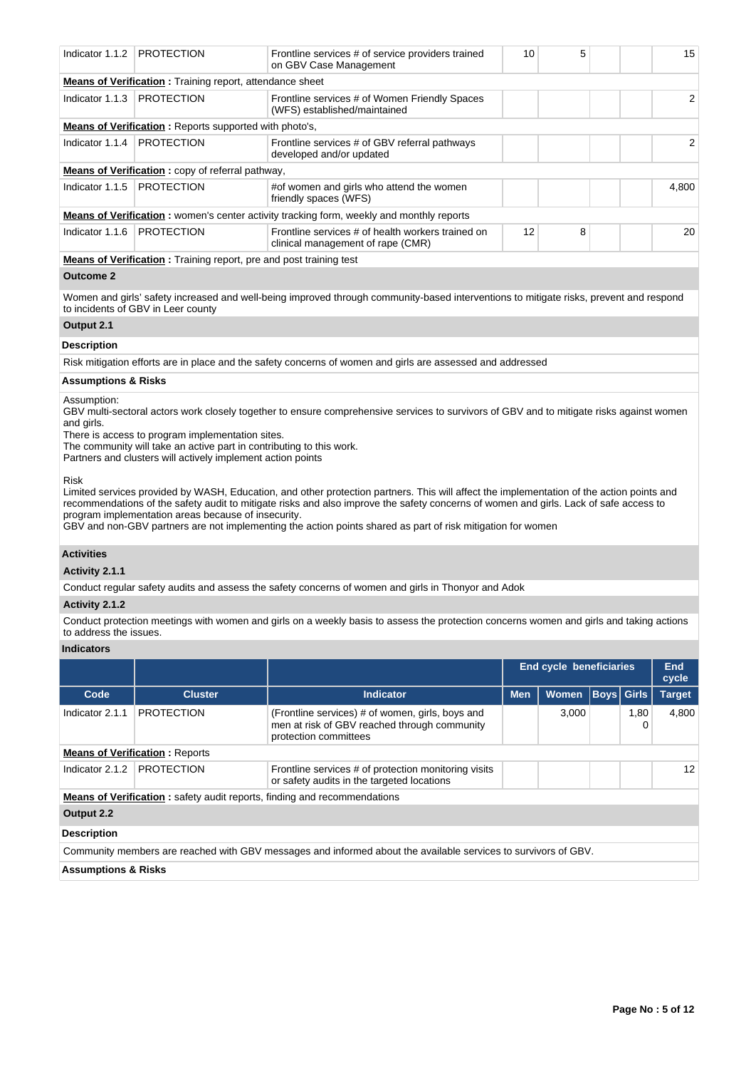| Indicator 1.1.2 | PROTECTION | Frontline services # of service providers trained on GBV Case Management | 10 | 5 | | | 15 |
|---|---|---|---|---|---|---|---|

**Means of Verification :** Training report, attendance sheet

| Indicator 1.1.3 | PROTECTION | Frontline services # of Women Friendly Spaces (WFS) established/maintained | | | | | 2 |
|---|---|---|---|---|---|---|---|

**Means of Verification :** Reports supported with photo's,

| Indicator 1.1.4 | PROTECTION | Frontline services # of GBV referral pathways developed and/or updated | | | | | 2 |
|---|---|---|---|---|---|---|---|

**Means of Verification :** copy of referral pathway,

| Indicator 1.1.5 | PROTECTION | #of women and girls who attend the women friendly spaces (WFS) | | | | | 4,800 |
|---|---|---|---|---|---|---|---|

**Means of Verification :** women's center activity tracking form, weekly and monthly reports

| Indicator 1.1.6 | PROTECTION | Frontline services # of health workers trained on clinical management of rape (CMR) | 12 | 8 | | | 20 |
|---|---|---|---|---|---|---|---|

**Means of Verification :** Training report, pre and post training test

**Outcome 2**

Women and girls' safety increased and well-being improved through community-based interventions to mitigate risks, prevent and respond to incidents of GBV in Leer county

**Output 2.1**

**Description**

Risk mitigation efforts are in place and the safety concerns of women and girls are assessed and addressed

**Assumptions & Risks**

Assumption:
GBV multi-sectoral actors work closely together to ensure comprehensive services to survivors of GBV and to mitigate risks against women and girls.
There is access to program implementation sites.
The community will take an active part in contributing to this work.
Partners and clusters will actively implement action points

Risk
Limited services provided by WASH, Education, and other protection partners. This will affect the implementation of the action points and recommendations of the safety audit to mitigate risks and also improve the safety concerns of women and girls. Lack of safe access to program implementation areas because of insecurity.
GBV and non-GBV partners are not implementing the action points shared as part of risk mitigation for women

**Activities**

**Activity 2.1.1**

Conduct regular safety audits and assess the safety concerns of women and girls in Thonyor and Adok

**Activity 2.1.2**

Conduct protection meetings with women and girls on a weekly basis to assess the protection concerns women and girls and taking actions to address the issues.

**Indicators**

| | | | End cycle beneficiaries | | | | End cycle |
|---|---|---|---|---|---|---|---|
| Code | Cluster | Indicator | Men | Women | Boys | Girls | Target |
| Indicator 2.1.1 | PROTECTION | (Frontline services) # of women, girls, boys and men at risk of GBV reached through community protection committees | | 3,000 | | 1,800 | 4,800 |

**Means of Verification :** Reports

| Indicator 2.1.2 | PROTECTION | Frontline services # of protection monitoring visits or safety audits in the targeted locations | | | | | 12 |
|---|---|---|---|---|---|---|---|

**Means of Verification :** safety audit reports, finding and recommendations

**Output 2.2**

**Description**

Community members are reached with GBV messages and informed about the available services to survivors of GBV.

**Assumptions & Risks**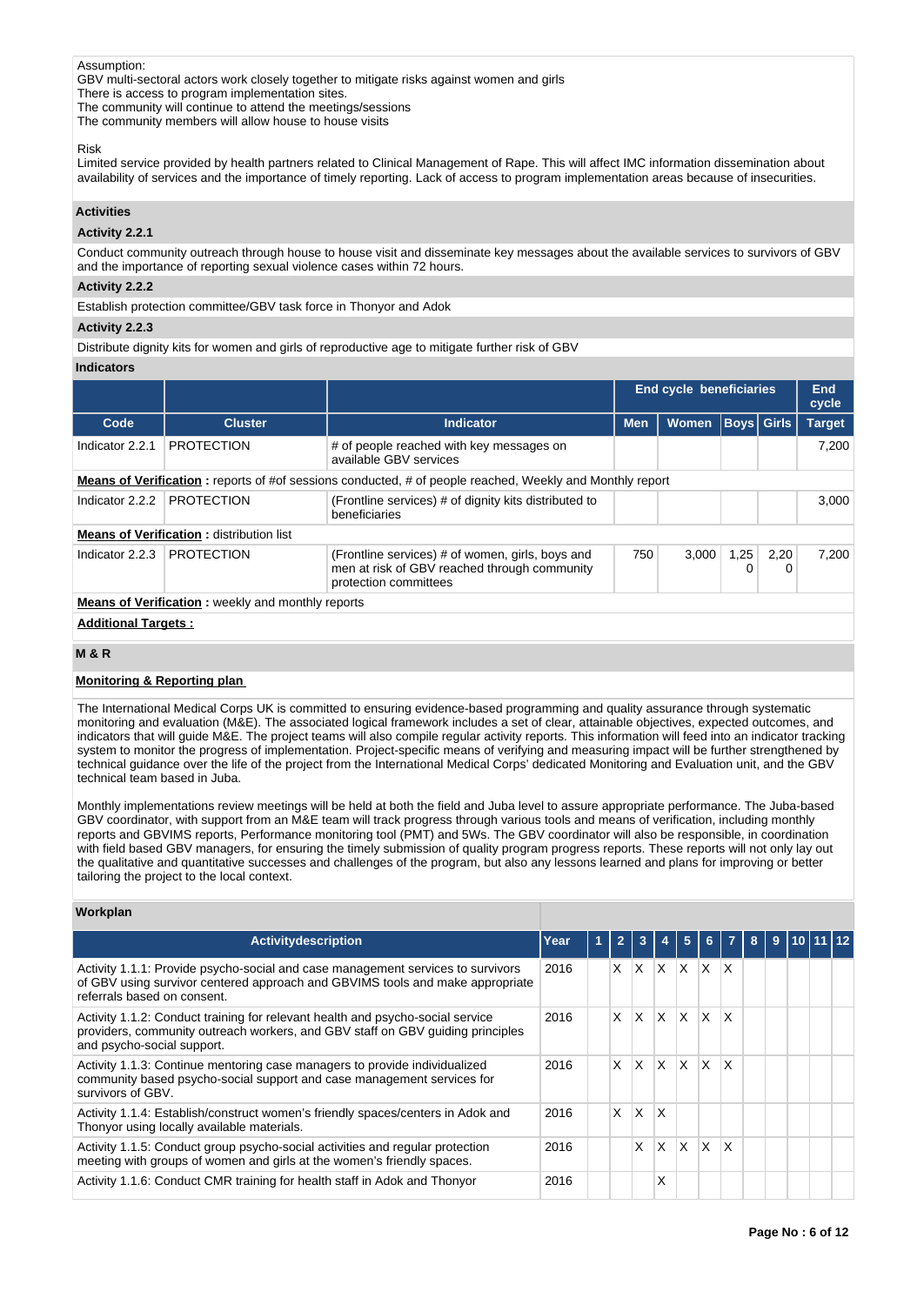Assumption:
GBV multi-sectoral actors work closely together to mitigate risks against women and girls
There is access to program implementation sites.
The community will continue to attend the meetings/sessions
The community members will allow house to house visits

Risk
Limited service provided by health partners related to Clinical Management of Rape. This will affect IMC information dissemination about availability of services and the importance of timely reporting. Lack of access to program implementation areas because of insecurities.

**Activities**

**Activity 2.2.1**

Conduct community outreach through house to house visit and disseminate key messages about the available services to survivors of GBV and the importance of reporting sexual violence cases within 72 hours.

**Activity 2.2.2**

Establish protection committee/GBV task force in Thonyor and Adok

**Activity 2.2.3**

Distribute dignity kits for women and girls of reproductive age to mitigate further risk of GBV

**Indicators**

| | | | End cycle beneficiaries | | | | End cycle |
|---|---|---|---|---|---|---|---|
| **Code** | **Cluster** | **Indicator** | **Men** | **Women** | **Boys** | **Girls** | **Target** |
| Indicator 2.2.1 | PROTECTION | # of people reached with key messages on available GBV services | | | | | 7,200 |
| **Means of Verification :** reports of #of sessions conducted, # of people reached, Weekly and Monthly report | | | | | | | |
| Indicator 2.2.2 | PROTECTION | (Frontline services) # of dignity kits distributed to beneficiaries | | | | | 3,000 |
| **Means of Verification :** distribution list | | | | | | | |
| Indicator 2.2.3 | PROTECTION | (Frontline services) # of women, girls, boys and men at risk of GBV reached through community protection committees | 750 | 3,000 | 1,250 | 2,200 | 7,200 |
| **Means of Verification :** weekly and monthly reports | | | | | | | |

**Additional Targets :**

**M & R**

**Monitoring & Reporting plan**

The International Medical Corps UK is committed to ensuring evidence-based programming and quality assurance through systematic monitoring and evaluation (M&E). The associated logical framework includes a set of clear, attainable objectives, expected outcomes, and indicators that will guide M&E. The project teams will also compile regular activity reports. This information will feed into an indicator tracking system to monitor the progress of implementation. Project-specific means of verifying and measuring impact will be further strengthened by technical guidance over the life of the project from the International Medical Corps' dedicated Monitoring and Evaluation unit, and the GBV technical team based in Juba.

Monthly implementations review meetings will be held at both the field and Juba level to assure appropriate performance. The Juba-based GBV coordinator, with support from an M&E team will track progress through various tools and means of verification, including monthly reports and GBVIMS reports, Performance monitoring tool (PMT) and 5Ws. The GBV coordinator will also be responsible, in coordination with field based GBV managers, for ensuring the timely submission of quality program progress reports. These reports will not only lay out the qualitative and quantitative successes and challenges of the program, but also any lessons learned and plans for improving or better tailoring the project to the local context.

**Workplan**

| Activitydescription | Year | 1 | 2 | 3 | 4 | 5 | 6 | 7 | 8 | 9 | 10 | 11 | 12 |
|---|---|---|---|---|---|---|---|---|---|---|---|---|---|
| Activity 1.1.1: Provide psycho-social and case management services to survivors of GBV using survivor centered approach and GBVIMS tools and make appropriate referrals based on consent. | 2016 | | X | X | X | X | X | X | | | | | |
| Activity 1.1.2: Conduct training for relevant health and psycho-social service providers, community outreach workers, and GBV staff on GBV guiding principles and psycho-social support. | 2016 | | X | X | X | X | X | X | | | | | |
| Activity 1.1.3: Continue mentoring case managers to provide individualized community based psycho-social support and case management services for survivors of GBV. | 2016 | | X | X | X | X | X | X | | | | | |
| Activity 1.1.4: Establish/construct women's friendly spaces/centers in Adok and Thonyor using locally available materials. | 2016 | | X | X | X | | | | | | | | |
| Activity 1.1.5: Conduct group psycho-social activities and regular protection meeting with groups of women and girls at the women's friendly spaces. | 2016 | | | X | X | X | X | X | | | | | |
| Activity 1.1.6: Conduct CMR training for health staff in Adok and Thonyor | 2016 | | | | X | | | | | | | | |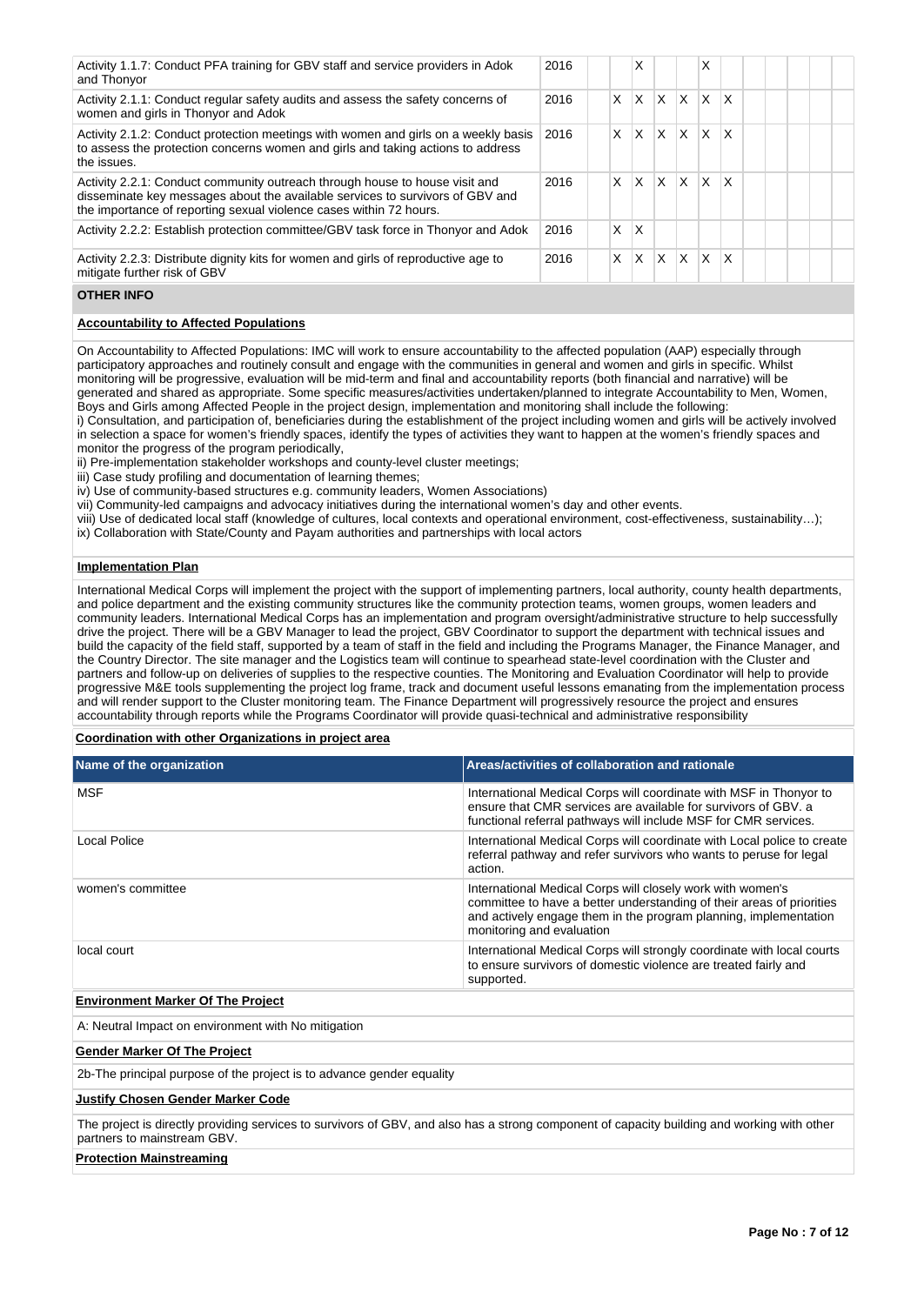| Activity | Year | 1 | 2 | 3 | 4 | 5 | 6 | 7 | 8 | 9 | 10 | 11 | 12 |
|---|---|---|---|---|---|---|---|---|---|---|---|---|---|
| Activity 1.1.7: Conduct PFA training for GBV staff and service providers in Adok and Thonyor | 2016 | | | X | | | X | | | | | | |
| Activity 2.1.1: Conduct regular safety audits and assess the safety concerns of women and girls in Thonyor and Adok | 2016 | | X | X | X | X | X | X | | | | | |
| Activity 2.1.2: Conduct protection meetings with women and girls on a weekly basis to assess the protection concerns women and girls and taking actions to address the issues. | 2016 | | X | X | X | X | X | X | | | | | |
| Activity 2.2.1: Conduct community outreach through house to house visit and disseminate key messages about the available services to survivors of GBV and the importance of reporting sexual violence cases within 72 hours. | 2016 | | X | X | X | X | X | X | | | | | |
| Activity 2.2.2: Establish protection committee/GBV task force in Thonyor and Adok | 2016 | | X | X | | | | | | | | | |
| Activity 2.2.3: Distribute dignity kits for women and girls of reproductive age to mitigate further risk of GBV | 2016 | | X | X | X | X | X | X | | | | | |

## OTHER INFO

**Accountability to Affected Populations**

On Accountability to Affected Populations: IMC will work to ensure accountability to the affected population (AAP) especially through participatory approaches and routinely consult and engage with the communities in general and women and girls in specific. Whilst monitoring will be progressive, evaluation will be mid-term and final and accountability reports (both financial and narrative) will be generated and shared as appropriate. Some specific measures/activities undertaken/planned to integrate Accountability to Men, Women, Boys and Girls among Affected People in the project design, implementation and monitoring shall include the following:
i) Consultation, and participation of, beneficiaries during the establishment of the project including women and girls will be actively involved in selection a space for women's friendly spaces, identify the types of activities they want to happen at the women's friendly spaces and monitor the progress of the program periodically,
ii) Pre-implementation stakeholder workshops and county-level cluster meetings;
iii) Case study profiling and documentation of learning themes;
iv) Use of community-based structures e.g. community leaders, Women Associations)
vii) Community-led campaigns and advocacy initiatives during the international women's day and other events.
viii) Use of dedicated local staff (knowledge of cultures, local contexts and operational environment, cost-effectiveness, sustainability…);
ix) Collaboration with State/County and Payam authorities and partnerships with local actors

**Implementation Plan**

International Medical Corps will implement the project with the support of implementing partners, local authority, county health departments, and police department and the existing community structures like the community protection teams, women groups, women leaders and community leaders. International Medical Corps has an implementation and program oversight/administrative structure to help successfully drive the project. There will be a GBV Manager to lead the project, GBV Coordinator to support the department with technical issues and build the capacity of the field staff, supported by a team of staff in the field and including the Programs Manager, the Finance Manager, and the Country Director. The site manager and the Logistics team will continue to spearhead state-level coordination with the Cluster and partners and follow-up on deliveries of supplies to the respective counties. The Monitoring and Evaluation Coordinator will help to provide progressive M&E tools supplementing the project log frame, track and document useful lessons emanating from the implementation process and will render support to the Cluster monitoring team. The Finance Department will progressively resource the project and ensures accountability through reports while the Programs Coordinator will provide quasi-technical and administrative responsibility

**Coordination with other Organizations in project area**

| Name of the organization | Areas/activities of collaboration and rationale |
|---|---|
| MSF | International Medical Corps will coordinate with MSF in Thonyor to ensure that CMR services are available for survivors of GBV. a functional referral pathways will include MSF for CMR services. |
| Local Police | International Medical Corps will coordinate with Local police to create referral pathway and refer survivors who wants to peruse for legal action. |
| women's committee | International Medical Corps will closely work with women's committee to have a better understanding of their areas of priorities and actively engage them in the program planning, implementation monitoring and evaluation |
| local court | International Medical Corps will strongly coordinate with local courts to ensure survivors of domestic violence are treated fairly and supported. |

**Environment Marker Of The Project**

A: Neutral Impact on environment with No mitigation

**Gender Marker Of The Project**

2b-The principal purpose of the project is to advance gender equality

**Justify Chosen Gender Marker Code**

The project is directly providing services to survivors of GBV, and also has a strong component of capacity building and working with other partners to mainstream GBV.

**Protection Mainstreaming**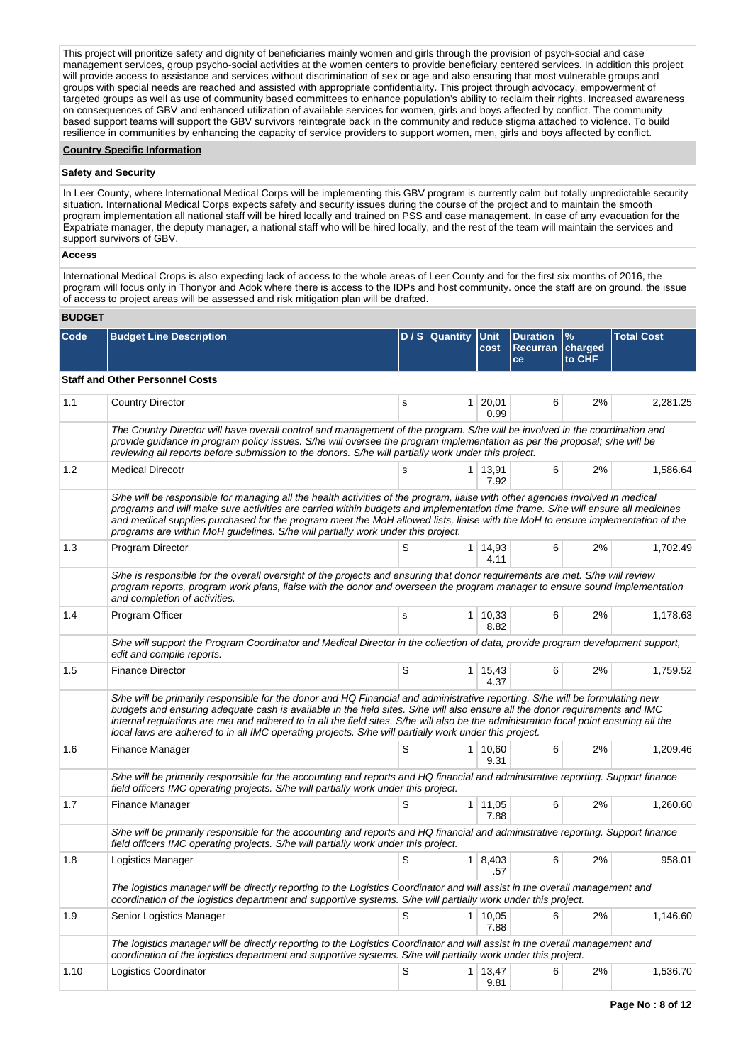This project will prioritize safety and dignity of beneficiaries mainly women and girls through the provision of psych-social and case management services, group psycho-social activities at the women centers to provide beneficiary centered services. In addition this project will provide access to assistance and services without discrimination of sex or age and also ensuring that most vulnerable groups and groups with special needs are reached and assisted with appropriate confidentiality. This project through advocacy, empowerment of targeted groups as well as use of community based committees to enhance population's ability to reclaim their rights. Increased awareness on consequences of GBV and enhanced utilization of available services for women, girls and boys affected by conflict. The community based support teams will support the GBV survivors reintegrate back in the community and reduce stigma attached to violence. To build resilience in communities by enhancing the capacity of service providers to support women, men, girls and boys affected by conflict.

**Country Specific Information**

**Safety and Security**

In Leer County, where International Medical Corps will be implementing this GBV program is currently calm but totally unpredictable security situation. International Medical Corps expects safety and security issues during the course of the project and to maintain the smooth program implementation all national staff will be hired locally and trained on PSS and case management. In case of any evacuation for the Expatriate manager, the deputy manager, a national staff who will be hired locally, and the rest of the team will maintain the services and support survivors of GBV.

**Access**

International Medical Crops is also expecting lack of access to the whole areas of Leer County and for the first six months of 2016, the program will focus only in Thonyor and Adok where there is access to the IDPs and host community. once the staff are on ground, the issue of access to project areas will be assessed and risk mitigation plan will be drafted.

**BUDGET**

| Code | Budget Line Description | D / S | Quantity | Unit cost | Duration Recurrance | % charged to CHF | Total Cost |
|---|---|---|---|---|---|---|---|
| **Staff and Other Personnel Costs** | | | | | | | |
| 1.1 | Country Director | s | 1 | 20,010.99 | 6 | 2% | 2,281.25 |
| | *The Country Director will have overall control and management of the program. S/he will be involved in the coordination and provide guidance in program policy issues. S/he will oversee the program implementation as per the proposal; s/he will be reviewing all reports before submission to the donors. S/he will partially work under this project.* | | | | | | |
| 1.2 | Medical Direcotr | s | 1 | 13,917.92 | 6 | 2% | 1,586.64 |
| | *S/he will be responsible for managing all the health activities of the program, liaise with other agencies involved in medical programs and will make sure activities are carried within budgets and implementation time frame. S/he will ensure all medicines and medical supplies purchased for the program meet the MoH allowed lists, liaise with the MoH to ensure implementation of the programs are within MoH guidelines. S/he will partially work under this project.* | | | | | | |
| 1.3 | Program Director | S | 1 | 14,934.11 | 6 | 2% | 1,702.49 |
| | *S/he is responsible for the overall oversight of the projects and ensuring that donor requirements are met. S/he will review program reports, program work plans, liaise with the donor and overseen the program manager to ensure sound implementation and completion of activities.* | | | | | | |
| 1.4 | Program Officer | s | 1 | 10,338.82 | 6 | 2% | 1,178.63 |
| | *S/he will support the Program Coordinator and Medical Director in the collection of data, provide program development support, edit and compile reports.* | | | | | | |
| 1.5 | Finance Director | S | 1 | 15,434.37 | 6 | 2% | 1,759.52 |
| | *S/he will be primarily responsible for the donor and HQ Financial and administrative reporting. S/he will be formulating new budgets and ensuring adequate cash is available in the field sites. S/he will also ensure all the donor requirements and IMC internal regulations are met and adhered to in all the field sites. S/he will also be the administration focal point ensuring all the local laws are adhered to in all IMC operating projects. S/he will partially work under this project.* | | | | | | |
| 1.6 | Finance Manager | S | 1 | 10,609.31 | 6 | 2% | 1,209.46 |
| | *S/he will be primarily responsible for the accounting and reports and HQ financial and administrative reporting. Support finance field officers IMC operating projects. S/he will partially work under this project.* | | | | | | |
| 1.7 | Finance Manager | S | 1 | 11,057.88 | 6 | 2% | 1,260.60 |
| | *S/he will be primarily responsible for the accounting and reports and HQ financial and administrative reporting. Support finance field officers IMC operating projects. S/he will partially work under this project.* | | | | | | |
| 1.8 | Logistics Manager | S | 1 | 8,403.57 | 6 | 2% | 958.01 |
| | *The logistics manager will be directly reporting to the Logistics Coordinator and will assist in the overall management and coordination of the logistics department and supportive systems. S/he will partially work under this project.* | | | | | | |
| 1.9 | Senior Logistics Manager | S | 1 | 10,057.88 | 6 | 2% | 1,146.60 |
| | *The logistics manager will be directly reporting to the Logistics Coordinator and will assist in the overall management and coordination of the logistics department and supportive systems. S/he will partially work under this project.* | | | | | | |
| 1.10 | Logistics Coordinator | S | 1 | 13,479.81 | 6 | 2% | 1,536.70 |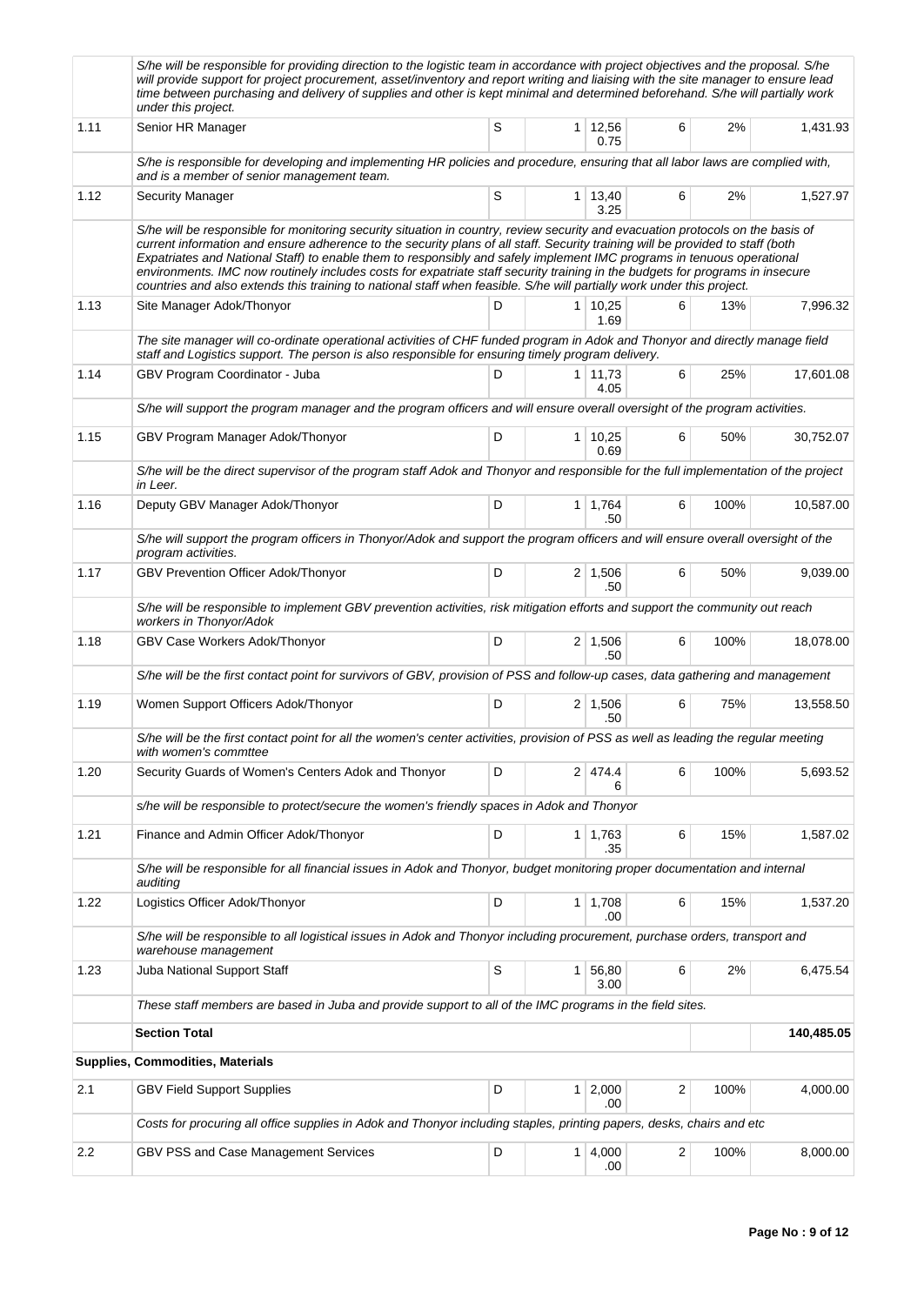| | | | | | | | |
|---|---|---|---|---|---|---|---|
| | *S/he will be responsible for providing direction to the logistic team in accordance with project objectives and the proposal. S/he will provide support for project procurement, asset/inventory and report writing and liaising with the site manager to ensure lead time between purchasing and delivery of supplies and other is kept minimal and determined beforehand. S/he will partially work under this project.* | | | | | | |
| 1.11 | Senior HR Manager | S | 1 | 12,560.75 | 6 | 2% | 1,431.93 |
| | *S/he is responsible for developing and implementing HR policies and procedure, ensuring that all labor laws are complied with, and is a member of senior management team.* | | | | | | |
| 1.12 | Security Manager | S | 1 | 13,403.25 | 6 | 2% | 1,527.97 |
| | *S/he will be responsible for monitoring security situation in country, review security and evacuation protocols on the basis of current information and ensure adherence to the security plans of all staff. Security training will be provided to staff (both Expatriates and National Staff) to enable them to responsibly and safely implement IMC programs in tenuous operational environments. IMC now routinely includes costs for expatriate staff security training in the budgets for programs in insecure countries and also extends this training to national staff when feasible. S/he will partially work under this project.* | | | | | | |
| 1.13 | Site Manager Adok/Thonyor | D | 1 | 10,251.69 | 6 | 13% | 7,996.32 |
| | *The site manager will co-ordinate operational activities of CHF funded program in Adok and Thonyor and directly manage field staff and Logistics support. The person is also responsible for ensuring timely program delivery.* | | | | | | |
| 1.14 | GBV Program Coordinator - Juba | D | 1 | 11,734.05 | 6 | 25% | 17,601.08 |
| | *S/he will support the program manager and the program officers and will ensure overall oversight of the program activities.* | | | | | | |
| 1.15 | GBV Program Manager Adok/Thonyor | D | 1 | 10,250.69 | 6 | 50% | 30,752.07 |
| | *S/he will be the direct supervisor of the program staff Adok and Thonyor and responsible for the full implementation of the project in Leer.* | | | | | | |
| 1.16 | Deputy GBV Manager Adok/Thonyor | D | 1 | 1,764.50 | 6 | 100% | 10,587.00 |
| | *S/he will support the program officers in Thonyor/Adok and support the program officers and will ensure overall oversight of the program activities.* | | | | | | |
| 1.17 | GBV Prevention Officer Adok/Thonyor | D | 2 | 1,506.50 | 6 | 50% | 9,039.00 |
| | *S/he will be responsible to implement GBV prevention activities, risk mitigation efforts and support the community out reach workers in Thonyor/Adok* | | | | | | |
| 1.18 | GBV Case Workers Adok/Thonyor | D | 2 | 1,506.50 | 6 | 100% | 18,078.00 |
| | *S/he will be the first contact point for survivors of GBV, provision of PSS and follow-up cases, data gathering and management* | | | | | | |
| 1.19 | Women Support Officers Adok/Thonyor | D | 2 | 1,506.50 | 6 | 75% | 13,558.50 |
| | *S/he will be the first contact point for all the women's center activities, provision of PSS as well as leading the regular meeting with women's commttee* | | | | | | |
| 1.20 | Security Guards of Women's Centers Adok and Thonyor | D | 2 | 474.46 | 6 | 100% | 5,693.52 |
| | *s/he will be responsible to protect/secure the women's friendly spaces in Adok and Thonyor* | | | | | | |
| 1.21 | Finance and Admin Officer Adok/Thonyor | D | 1 | 1,763.35 | 6 | 15% | 1,587.02 |
| | *S/he will be responsible for all financial issues in Adok and Thonyor, budget monitoring proper documentation and internal auditing* | | | | | | |
| 1.22 | Logistics Officer Adok/Thonyor | D | 1 | 1,708.00 | 6 | 15% | 1,537.20 |
| | *S/he will be responsible to all logistical issues in Adok and Thonyor including procurement, purchase orders, transport and warehouse management* | | | | | | |
| 1.23 | Juba National Support Staff | S | 1 | 56,803.00 | 6 | 2% | 6,475.54 |
| | *These staff members are based in Juba and provide support to all of the IMC programs in the field sites.* | | | | | | |
| | **Section Total** | | | | | | **140,485.05** |
| **Supplies, Commodities, Materials** | | | | | | | |
| 2.1 | GBV Field Support Supplies | D | 1 | 2,000.00 | 2 | 100% | 4,000.00 |
| | *Costs for procuring all office supplies in Adok and Thonyor including staples, printing papers, desks, chairs and etc* | | | | | | |
| 2.2 | GBV PSS and Case Management Services | D | 1 | 4,000.00 | 2 | 100% | 8,000.00 |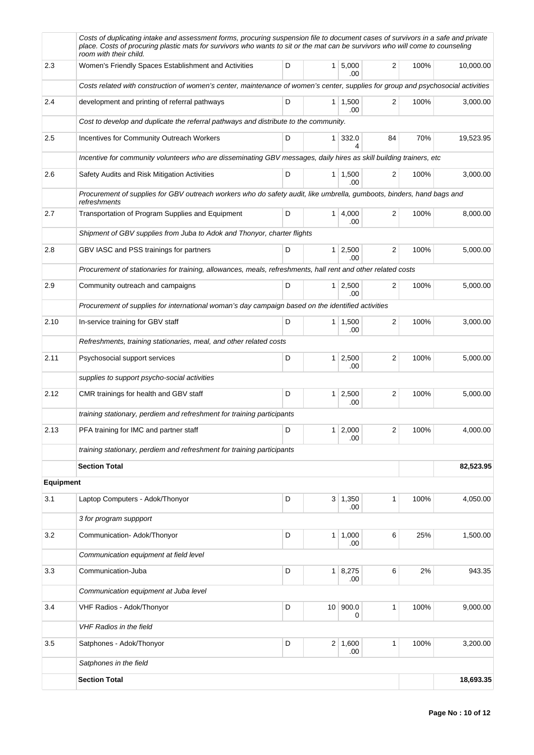| | | | | | | | |
|---|---|---|---|---|---|---|---|
| | *Costs of duplicating intake and assessment forms, procuring suspension file to document cases of survivors in a safe and private place. Costs of procuring plastic mats for survivors who wants to sit or the mat can be survivors who will come to counseling room with their child.* | | | | | | |
| 2.3 | Women's Friendly Spaces Establishment and Activities | D | 1 | 5,000.00 | 2 | 100% | 10,000.00 |
| | *Costs related with construction of women's center, maintenance of women's center, supplies for group and psychosocial activities* | | | | | | |
| 2.4 | development and printing of referral pathways | D | 1 | 1,500.00 | 2 | 100% | 3,000.00 |
| | *Cost to develop and duplicate the referral pathways and distribute to the community.* | | | | | | |
| 2.5 | Incentives for Community Outreach Workers | D | 1 | 332.04 | 84 | 70% | 19,523.95 |
| | *Incentive for community volunteers who are disseminating GBV messages, daily hires as skill building trainers, etc* | | | | | | |
| 2.6 | Safety Audits and Risk Mitigation Activities | D | 1 | 1,500.00 | 2 | 100% | 3,000.00 |
| | *Procurement of supplies for GBV outreach workers who do safety audit, like umbrella, gumboots, binders, hand bags and refreshments* | | | | | | |
| 2.7 | Transportation of Program Supplies and Equipment | D | 1 | 4,000.00 | 2 | 100% | 8,000.00 |
| | *Shipment of GBV supplies from Juba to Adok and Thonyor, charter flights* | | | | | | |
| 2.8 | GBV IASC and PSS trainings for partners | D | 1 | 2,500.00 | 2 | 100% | 5,000.00 |
| | *Procurement of stationaries for training, allowances, meals, refreshments, hall rent and other related costs* | | | | | | |
| 2.9 | Community outreach and campaigns | D | 1 | 2,500.00 | 2 | 100% | 5,000.00 |
| | *Procurement of supplies for international woman's day campaign based on the identified activities* | | | | | | |
| 2.10 | In-service training for GBV staff | D | 1 | 1,500.00 | 2 | 100% | 3,000.00 |
| | *Refreshments, training stationaries, meal, and other related costs* | | | | | | |
| 2.11 | Psychosocial support services | D | 1 | 2,500.00 | 2 | 100% | 5,000.00 |
| | *supplies to support psycho-social activities* | | | | | | |
| 2.12 | CMR trainings for health and GBV staff | D | 1 | 2,500.00 | 2 | 100% | 5,000.00 |
| | *training stationary, perdiem and refreshment for training participants* | | | | | | |
| 2.13 | PFA training for IMC and partner staff | D | 1 | 2,000.00 | 2 | 100% | 4,000.00 |
| | *training stationary, perdiem and refreshment for training participants* | | | | | | |
| | **Section Total** | | | | | | **82,523.95** |
| **Equipment** | | | | | | | |
| 3.1 | Laptop Computers - Adok/Thonyor | D | 3 | 1,350.00 | 1 | 100% | 4,050.00 |
| | *3 for program suppport* | | | | | | |
| 3.2 | Communication- Adok/Thonyor | D | 1 | 1,000.00 | 6 | 25% | 1,500.00 |
| | *Communication equipment at field level* | | | | | | |
| 3.3 | Communication-Juba | D | 1 | 8,275.00 | 6 | 2% | 943.35 |
| | *Communication equipment at Juba level* | | | | | | |
| 3.4 | VHF Radios - Adok/Thonyor | D | 10 | 900.00 | 1 | 100% | 9,000.00 |
| | *VHF Radios in the field* | | | | | | |
| 3.5 | Satphones - Adok/Thonyor | D | 2 | 1,600.00 | 1 | 100% | 3,200.00 |
| | *Satphones in the field* | | | | | | |
| | **Section Total** | | | | | | **18,693.35** |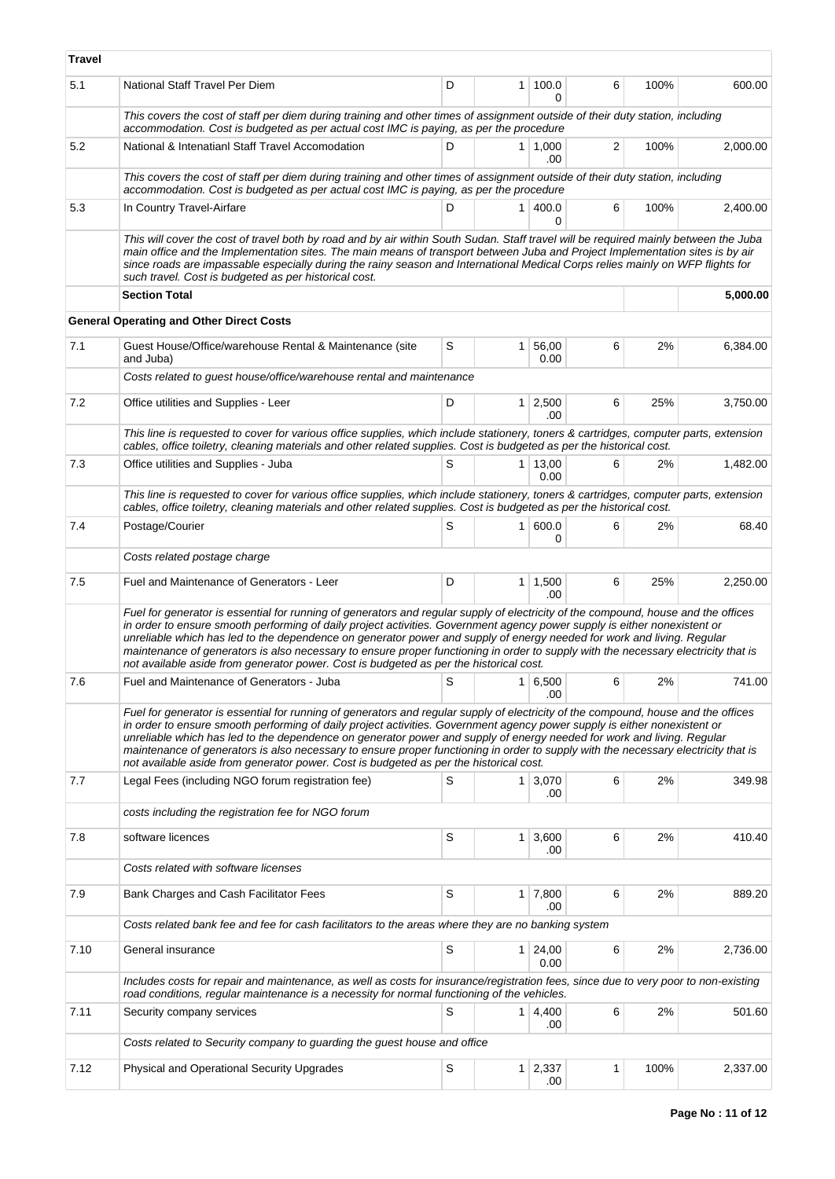| Travel | | | | | | | |
|---|---|---|---|---|---|---|---|
| 5.1 | National Staff Travel Per Diem | D | 1 | 100.00 | 6 | 100% | 600.00 |
| | *This covers the cost of staff per diem during training and other times of assignment outside of their duty station, including accommodation. Cost is budgeted as per actual cost IMC is paying, as per the procedure* | | | | | | |
| 5.2 | National & Intenatianl Staff Travel Accomodation | D | 1 | 1,000.00 | 2 | 100% | 2,000.00 |
| | *This covers the cost of staff per diem during training and other times of assignment outside of their duty station, including accommodation. Cost is budgeted as per actual cost IMC is paying, as per the procedure* | | | | | | |
| 5.3 | In Country Travel-Airfare | D | 1 | 400.00 | 6 | 100% | 2,400.00 |
| | *This will cover the cost of travel both by road and by air within South Sudan. Staff travel will be required mainly between the Juba main office and the Implementation sites. The main means of transport between Juba and Project Implementation sites is by air since roads are impassable especially during the rainy season and International Medical Corps relies mainly on WFP flights for such travel. Cost is budgeted as per historical cost.* | | | | | | |
| | **Section Total** | | | | | | **5,000.00** |
| **General Operating and Other Direct Costs** | | | | | | | |
| 7.1 | Guest House/Office/warehouse Rental & Maintenance (site and Juba) | S | 1 | 56,000.00 | 6 | 2% | 6,384.00 |
| | *Costs related to guest house/office/warehouse rental and maintenance* | | | | | | |
| 7.2 | Office utilities and Supplies - Leer | D | 1 | 2,500.00 | 6 | 25% | 3,750.00 |
| | *This line is requested to cover for various office supplies, which include stationery, toners & cartridges, computer parts, extension cables, office toiletry, cleaning materials and other related supplies. Cost is budgeted as per the historical cost.* | | | | | | |
| 7.3 | Office utilities and Supplies - Juba | S | 1 | 13,000.00 | 6 | 2% | 1,482.00 |
| | *This line is requested to cover for various office supplies, which include stationery, toners & cartridges, computer parts, extension cables, office toiletry, cleaning materials and other related supplies. Cost is budgeted as per the historical cost.* | | | | | | |
| 7.4 | Postage/Courier | S | 1 | 600.00 | 6 | 2% | 68.40 |
| | *Costs related postage charge* | | | | | | |
| 7.5 | Fuel and Maintenance of Generators - Leer | D | 1 | 1,500.00 | 6 | 25% | 2,250.00 |
| | *Fuel for generator is essential for running of generators and regular supply of electricity of the compound, house and the offices in order to ensure smooth performing of daily project activities. Government agency power supply is either nonexistent or unreliable which has led to the dependence on generator power and supply of energy needed for work and living. Regular maintenance of generators is also necessary to ensure proper functioning in order to supply with the necessary electricity that is not available aside from generator power. Cost is budgeted as per the historical cost.* | | | | | | |
| 7.6 | Fuel and Maintenance of Generators - Juba | S | 1 | 6,500.00 | 6 | 2% | 741.00 |
| | *Fuel for generator is essential for running of generators and regular supply of electricity of the compound, house and the offices in order to ensure smooth performing of daily project activities. Government agency power supply is either nonexistent or unreliable which has led to the dependence on generator power and supply of energy needed for work and living. Regular maintenance of generators is also necessary to ensure proper functioning in order to supply with the necessary electricity that is not available aside from generator power. Cost is budgeted as per the historical cost.* | | | | | | |
| 7.7 | Legal Fees (including NGO forum registration fee) | S | 1 | 3,070.00 | 6 | 2% | 349.98 |
| | *costs including the registration fee for NGO forum* | | | | | | |
| 7.8 | software licences | S | 1 | 3,600.00 | 6 | 2% | 410.40 |
| | *Costs related with software licenses* | | | | | | |
| 7.9 | Bank Charges and Cash Facilitator Fees | S | 1 | 7,800.00 | 6 | 2% | 889.20 |
| | *Costs related bank fee and fee for cash facilitators to the areas where they are no banking system* | | | | | | |
| 7.10 | General insurance | S | 1 | 24,000.00 | 6 | 2% | 2,736.00 |
| | *Includes costs for repair and maintenance, as well as costs for insurance/registration fees, since due to very poor to non-existing road conditions, regular maintenance is a necessity for normal functioning of the vehicles.* | | | | | | |
| 7.11 | Security company services | S | 1 | 4,400.00 | 6 | 2% | 501.60 |
| | *Costs related to Security company to guarding the guest house and office* | | | | | | |
| 7.12 | Physical and Operational Security Upgrades | S | 1 | 2,337.00 | 1 | 100% | 2,337.00 |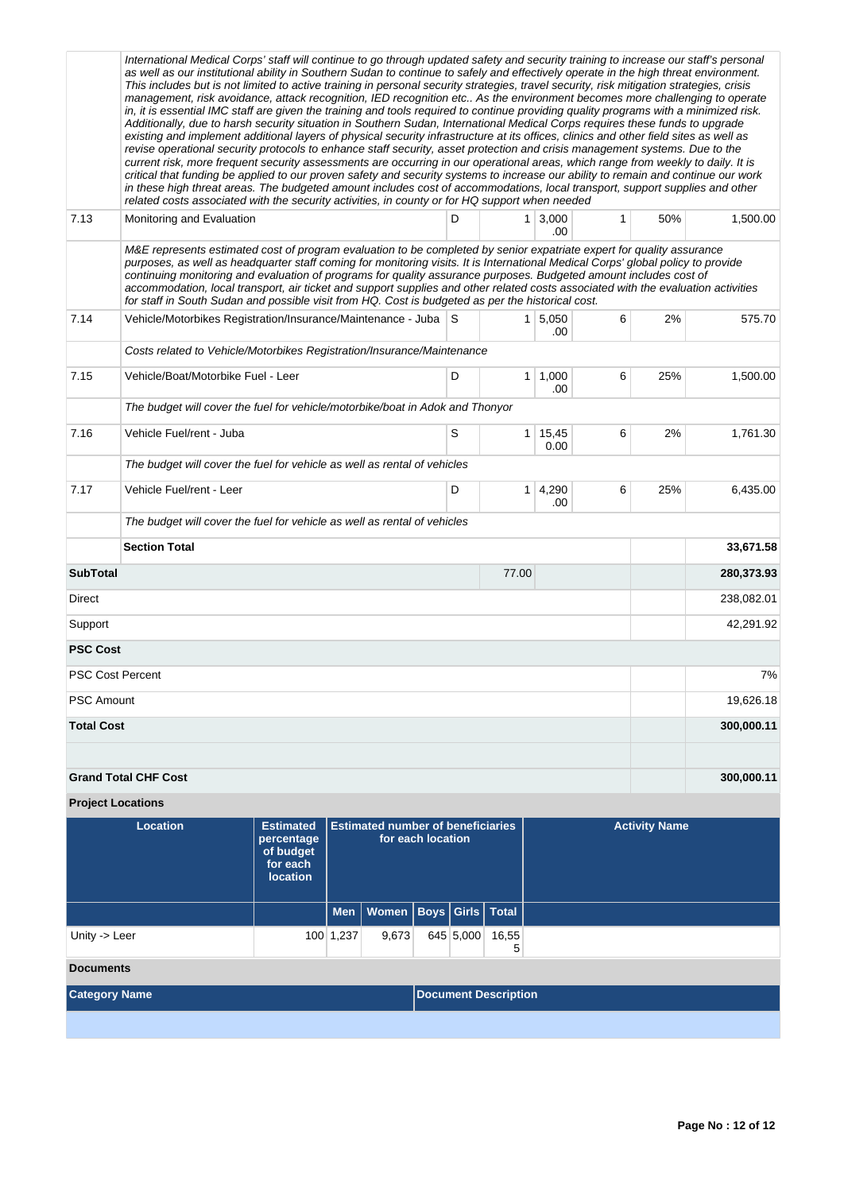| | | | | | | | |
|---|---|---|---|---|---|---|---|
| | *International Medical Corps' staff will continue to go through updated safety and security training to increase our staff's personal as well as our institutional ability in Southern Sudan to continue to safely and effectively operate in the high threat environment. This includes but is not limited to active training in personal security strategies, travel security, risk mitigation strategies, crisis management, risk avoidance, attack recognition, IED recognition etc.. As the environment becomes more challenging to operate in, it is essential IMC staff are given the training and tools required to continue providing quality programs with a minimized risk. Additionally, due to harsh security situation in Southern Sudan, International Medical Corps requires these funds to upgrade existing and implement additional layers of physical security infrastructure at its offices, clinics and other field sites as well as revise operational security protocols to enhance staff security, asset protection and crisis management systems. Due to the current risk, more frequent security assessments are occurring in our operational areas, which range from weekly to daily. It is critical that funding be applied to our proven safety and security systems to increase our ability to remain and continue our work in these high threat areas. The budgeted amount includes cost of accommodations, local transport, support supplies and other related costs associated with the security activities, in county or for HQ support when needed* | | | | | | |
| 7.13 | Monitoring and Evaluation | D | 1 | 3,000.00 | 1 | 50% | 1,500.00 |
| | *M&E represents estimated cost of program evaluation to be completed by senior expatriate expert for quality assurance purposes, as well as headquarter staff coming for monitoring visits. It is International Medical Corps' global policy to provide continuing monitoring and evaluation of programs for quality assurance purposes. Budgeted amount includes cost of accommodation, local transport, air ticket and support supplies and other related costs associated with the evaluation activities for staff in South Sudan and possible visit from HQ. Cost is budgeted as per the historical cost.* | | | | | | |
| 7.14 | Vehicle/Motorbikes Registration/Insurance/Maintenance - Juba | S | 1 | 5,050.00 | 6 | 2% | 575.70 |
| | *Costs related to Vehicle/Motorbikes Registration/Insurance/Maintenance* | | | | | | |
| 7.15 | Vehicle/Boat/Motorbike Fuel - Leer | D | 1 | 1,000.00 | 6 | 25% | 1,500.00 |
| | *The budget will cover the fuel for vehicle/motorbike/boat in Adok and Thonyor* | | | | | | |
| 7.16 | Vehicle Fuel/rent - Juba | S | 1 | 15,450.00 | 6 | 2% | 1,761.30 |
| | *The budget will cover the fuel for vehicle as well as rental of vehicles* | | | | | | |
| 7.17 | Vehicle Fuel/rent - Leer | D | 1 | 4,290.00 | 6 | 25% | 6,435.00 |
| | *The budget will cover the fuel for vehicle as well as rental of vehicles* | | | | | | |
| | **Section Total** | | | | | | **33,671.58** |
| **SubTotal** | | | 77.00 | | | | **280,373.93** |
| Direct | | | | | | | 238,082.01 |
| Support | | | | | | | 42,291.92 |
| **PSC Cost** | | | | | | | |
| PSC Cost Percent | | | | | | | 7% |
| PSC Amount | | | | | | | 19,626.18 |
| **Total Cost** | | | | | | | **300,000.11** |
| | | | | | | | |
| **Grand Total CHF Cost** | | | | | | | **300,000.11** |

**Project Locations**

| Location | Estimated percentage of budget for each location | Estimated number of beneficiaries for each location | | | | | Activity Name |
|---|---|---|---|---|---|---|---|
| | | Men | Women | Boys | Girls | Total | |
| Unity -> Leer | 100 | 1,237 | 9,673 | 645 | 5,000 | 16,555 | |

**Documents**

| Category Name | Document Description |
|---|---|
| | |